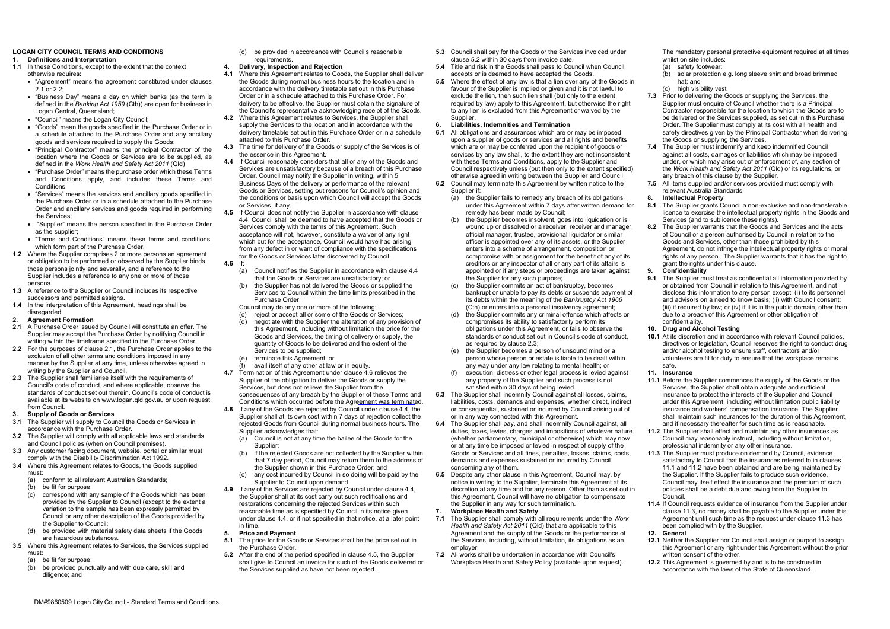## LOGAN CITY COUNCIL TERMS AND CONDITIONS

### 1. Definitions and Interpretation

**1.1** In these Conditions, except to the extent that the context otherwise requires:

- "Agreement" means the agreement constituted under clauses 2.1 or 2.2;
- "Business Day" means a day on which banks (as the term is defined in the *Banking Act 1959* (Cth)) are open for business in Logan Central, Queensland;
- "Council" means the Logan City Council;
- "Goods" mean the goods specified in the Purchase Order or in a schedule attached to the Purchase Order and any ancillary goods and services required to supply the Goods;
- "Principal Contractor" means the principal Contractor of the location where the Goods or Services are to be supplied, as defined in the *Work Health and Safety Act 2011* (Qld)
- "Purchase Order" means the purchase order which these Terms and Conditions apply, and includes these Terms and Conditions;
- "Services" means the services and ancillary goods specified in the Purchase Order or in a schedule attached to the Purchase Order and ancillary services and goods required in performing the Services;
- "Supplier" means the person specified in the Purchase Order as the supplier;
- "Terms and Conditions" means these terms and conditions, which form part of the Purchase Order.

**1.2** Where the Supplier comprises 2 or more persons an agreement or obligation to be performed or observed by the Supplier binds those persons jointly and severally, and a reference to the Supplier includes a reference to any one or more of those persons.

**1.3** A reference to the Supplier or Council includes its respective successors and permitted assigns.

**1.4** In the interpretation of this Agreement, headings shall be disregarded.

### 2. Agreement Formation

**2.1** A Purchase Order issued by Council will constitute an offer. The Supplier may accept the Purchase Order by notifying Council in writing within the timeframe specified in the Purchase Order.

**2.2** For the purposes of clause 2.1, the Purchase Order applies to the exclusion of all other terms and conditions imposed in any manner by the Supplier at any time, unless otherwise agreed in writing by the Supplier and Council.

**2.3** The Supplier shall familiarise itself with the requirements of Council's code of conduct, and where applicable, observe the standards of conduct set out therein. Council's code of conduct is available at its website on www.logan.qld.gov.au or upon request from Council.

### 3. Supply of Goods or Services

**3.1** The Supplier will supply to Council the Goods or Services in accordance with the Purchase Order.

**3.2** The Supplier will comply with all applicable laws and standards and Council policies (when on Council premises).

**3.3** Any customer facing document, website, portal or similar must comply with the Disability Discrimination Act 1992.

**3.4** Where this Agreement relates to Goods, the Goods supplied must:

(a) conform to all relevant Australian Standards;
(b) be fit for purpose;
(c) correspond with any sample of the Goods which has been provided by the Supplier to Council (except to the extent a variation to the sample has been expressly permitted by Council or any other description of the Goods provided by the Supplier to Council;
(d) be provided with material safety data sheets if the Goods are hazardous substances.

**3.5** Where this Agreement relates to Services, the Services supplied must:

(a) be fit for purpose;
(b) be provided punctually and with due care, skill and diligence; and
(c) be provided in accordance with Council's reasonable requirements.

### 4. Delivery, Inspection and Rejection

**4.1** Where this Agreement relates to Goods, the Supplier shall deliver the Goods during normal business hours to the location and in accordance with the delivery timetable set out in this Purchase Order or in a schedule attached to this Purchase Order. For delivery to be effective, the Supplier must obtain the signature of the Council's representative acknowledging receipt of the Goods.

**4.2** Where this Agreement relates to Services, the Supplier shall supply the Services to the location and in accordance with the delivery timetable set out in this Purchase Order or in a schedule attached to this Purchase Order.

**4.3** The time for delivery of the Goods or supply of the Services is of the essence in this Agreement.

**4.4** If Council reasonably considers that all or any of the Goods and Services are unsatisfactory because of a breach of this Purchase Order, Council may notify the Supplier in writing, within 5 Business Days of the delivery or performance of the relevant Goods or Services, setting out reasons for Council's opinion and the conditions or basis upon which Council will accept the Goods or Services, if any.

**4.5** If Council does not notify the Supplier in accordance with clause 4.4, Council shall be deemed to have accepted that the Goods or Services comply with the terms of this Agreement. Such acceptance will not, however, constitute a waiver of any right which but for the acceptance, Council would have had arising from any defect in or want of compliance with the specifications for the Goods or Services later discovered by Council.

**4.6** If:

(a) Council notifies the Supplier in accordance with clause 4.4 that the Goods or Services are unsatisfactory; or
(b) the Supplier has not delivered the Goods or supplied the Services to Council within the time limits prescribed in the Purchase Order,

Council may do any one or more of the following:

(c) reject or accept all or some of the Goods or Services;
(d) negotiate with the Supplier the alteration of any provision of this Agreement, including without limitation the price for the Goods and Services, the timing of delivery or supply, the quantity of Goods to be delivered and the extent of the Services to be supplied;
(e) terminate this Agreement; or
(f) avail itself of any other at law or in equity.

**4.7** Termination of this Agreement under clause 4.6 relieves the Supplier of the obligation to deliver the Goods or supply the Services, but does not relieve the Supplier from the consequences of any breach by the Supplier of these Terms and Conditions which occurred before the Agreement was terminated.

**4.8** If any of the Goods are rejected by Council under clause 4.4, the Supplier shall at its own cost within 7 days of rejection collect the rejected Goods from Council during normal business hours. The Supplier acknowledges that:

(a) Council is not at any time the bailee of the Goods for the Supplier;
(b) if the rejected Goods are not collected by the Supplier within that 7 day period, Council may return them to the address of the Supplier shown in this Purchase Order; and
(c) any cost incurred by Council in so doing will be paid by the Supplier to Council upon demand.

**4.9** If any of the Services are rejected by Council under clause 4.4, the Supplier shall at its cost carry out such rectifications and restorations concerning the rejected Services within such reasonable time as is specified by Council in its notice given under clause 4.4, or if not specified in that notice, at a later point in time.

### 5. Price and Payment

**5.1** The price for the Goods or Services shall be the price set out in the Purchase Order.

**5.2** After the end of the period specified in clause 4.5, the Supplier shall give to Council an invoice for such of the Goods delivered or the Services supplied as have not been rejected.

**5.3** Council shall pay for the Goods or the Services invoiced under clause 5.2 within 30 days from invoice date.

**5.4** Title and risk in the Goods shall pass to Council when Council accepts or is deemed to have accepted the Goods.

**5.5** Where the effect of any law is that a lien over any of the Goods in favour of the Supplier is implied or given and it is not lawful to exclude the lien, then such lien shall (but only to the extent required by law) apply to this Agreement, but otherwise the right to any lien is excluded from this Agreement or waived by the Supplier.

### 6. Liabilities, Indemnities and Termination

**6.1** All obligations and assurances which are or may be imposed upon a supplier of goods or services and all rights and benefits which are or may be conferred upon the recipient of goods or services by any law shall, to the extent they are not inconsistent with these Terms and Conditions, apply to the Supplier and Council respectively unless (but then only to the extent specified) otherwise agreed in writing between the Supplier and Council.

**6.2** Council may terminate this Agreement by written notice to the Supplier if:

(a) the Supplier fails to remedy any breach of its obligations under this Agreement within 7 days after written demand for remedy has been made by Council;
(b) the Supplier becomes insolvent, goes into liquidation or is wound up or dissolved or a receiver, receiver and manager, official manager, trustee, provisional liquidator or similar officer is appointed over any of its assets, or the Supplier enters into a scheme of arrangement, composition or compromise with or assignment for the benefit of any of its creditors or any inspector of all or any part of its affairs is appointed or if any steps or proceedings are taken against the Supplier for any such purpose;
(c) the Supplier commits an act of bankruptcy, becomes bankrupt or unable to pay its debts or suspends payment of its debts within the meaning of the *Bankruptcy Act 1966* (Cth) or enters into a personal insolvency agreement;
(d) the Supplier commits any criminal offence which affects or compromises its ability to satisfactorily perform its obligations under this Agreement, or fails to observe the standards of conduct set out in Council's code of conduct, as required by clause 2.3;
(e) the Supplier becomes a person of unsound mind or a person whose person or estate is liable to be dealt within any way under any law relating to mental health; or
(f) execution, distress or other legal process is levied against any property of the Supplier and such process is not satisfied within 30 days of being levied.

**6.3** The Supplier shall indemnify Council against all losses, claims, liabilities, costs, demands and expenses, whether direct, indirect or consequential, sustained or incurred by Council arising out of or in any way connected with this Agreement.

**6.4** The Supplier shall pay, and shall indemnify Council against, all duties, taxes, levies, charges and impositions of whatever nature (whether parliamentary, municipal or otherwise) which may now or at any time be imposed or levied in respect of supply of the Goods or Services and all fines, penalties, losses, claims, costs, demands and expenses sustained or incurred by Council concerning any of them.

**6.5** Despite any other clause in this Agreement, Council may, by notice in writing to the Supplier, terminate this Agreement at its discretion at any time and for any reason. Other than as set out in this Agreement, Council will have no obligation to compensate the Supplier in any way for such termination.

### 7. Workplace Health and Safety

**7.1** The Supplier shall comply with all requirements under the *Work Health and Safety Act 2011* (Qld) that are applicable to this Agreement and the supply of the Goods or the performance of the Services, including, without limitation, its obligations as an employer.

**7.2** All works shall be undertaken in accordance with Council's Workplace Health and Safety Policy (available upon request).

The mandatory personal protective equipment required at all times whilst on site includes:

(a) safety footwear;
(b) solar protection e.g. long sleeve shirt and broad brimmed hat; and
(c) high visibility vest

**7.3** Prior to delivering the Goods or supplying the Services, the Supplier must enquire of Council whether there is a Principal Contractor responsible for the location to which the Goods are to be delivered or the Services supplied, as set out in this Purchase Order. The Supplier must comply at its cost with all health and safety directives given by the Principal Contractor when delivering the Goods or supplying the Services.

**7.4** The Supplier must indemnify and keep indemnified Council against all costs, damages or liabilities which may be imposed under, or which may arise out of enforcement of, any section of the *Work Health and Safety Act 2011* (Qld) or its regulations, or any breach of this clause by the Supplier.

**7.5** All items supplied and/or services provided must comply with relevant Australia Standards

### 8. Intellectual Property

**8.1** The Supplier grants Council a non-exclusive and non-transferable licence to exercise the intellectual property rights in the Goods and Services (and to sublicence these rights).

**8.2** The Supplier warrants that the Goods and Services and the acts of Council or a person authorised by Council in relation to the Goods and Services, other than those prohibited by this Agreement, do not infringe the intellectual property rights or moral rights of any person. The Supplier warrants that it has the right to grant the rights under this clause.

### 9. Confidentiality

**9.1** The Supplier must treat as confidential all information provided by or obtained from Council in relation to this Agreement, and not disclose this information to any person except: (i) to its personnel and advisors on a need to know basis; (ii) with Council consent; (iii) if required by law; or (iv) if it is in the public domain, other than due to a breach of this Agreement or other obligation of confidentiality.

### 10. Drug and Alcohol Testing

**10.1** At its discretion and in accordance with relevant Council policies, directives or legislation, Council reserves the right to conduct drug and/or alcohol testing to ensure staff, contractors and/or volunteers are fit for duty to ensure that the workplace remains safe.

### 11. Insurance

**11.1** Before the Supplier commences the supply of the Goods or the Services, the Supplier shall obtain adequate and sufficient insurance to protect the interests of the Supplier and Council under this Agreement, including without limitation public liability insurance and workers' compensation insurance. The Supplier shall maintain such insurances for the duration of this Agreement, and if necessary thereafter for such time as is reasonable.

**11.2** The Supplier shall effect and maintain any other insurances as Council may reasonably instruct, including without limitation, professional indemnity or any other insurance.

**11.3** The Supplier must produce on demand by Council, evidence satisfactory to Council that the insurances referred to in clauses 11.1 and 11.2 have been obtained and are being maintained by the Supplier. If the Supplier fails to produce such evidence, Council may itself effect the insurance and the premium of such policies shall be a debt due and owing from the Supplier to Council.

**11.4** If Council requests evidence of insurance from the Supplier under clause 11.3, no money shall be payable to the Supplier under this Agreement until such time as the request under clause 11.3 has been complied with by the Supplier.

### 12. General

**12.1** Neither the Supplier nor Council shall assign or purport to assign this Agreement or any right under this Agreement without the prior written consent of the other.

**12.2** This Agreement is governed by and is to be construed in accordance with the laws of the State of Queensland.

DM#9860509 Logan City Council - Standard Terms and Conditions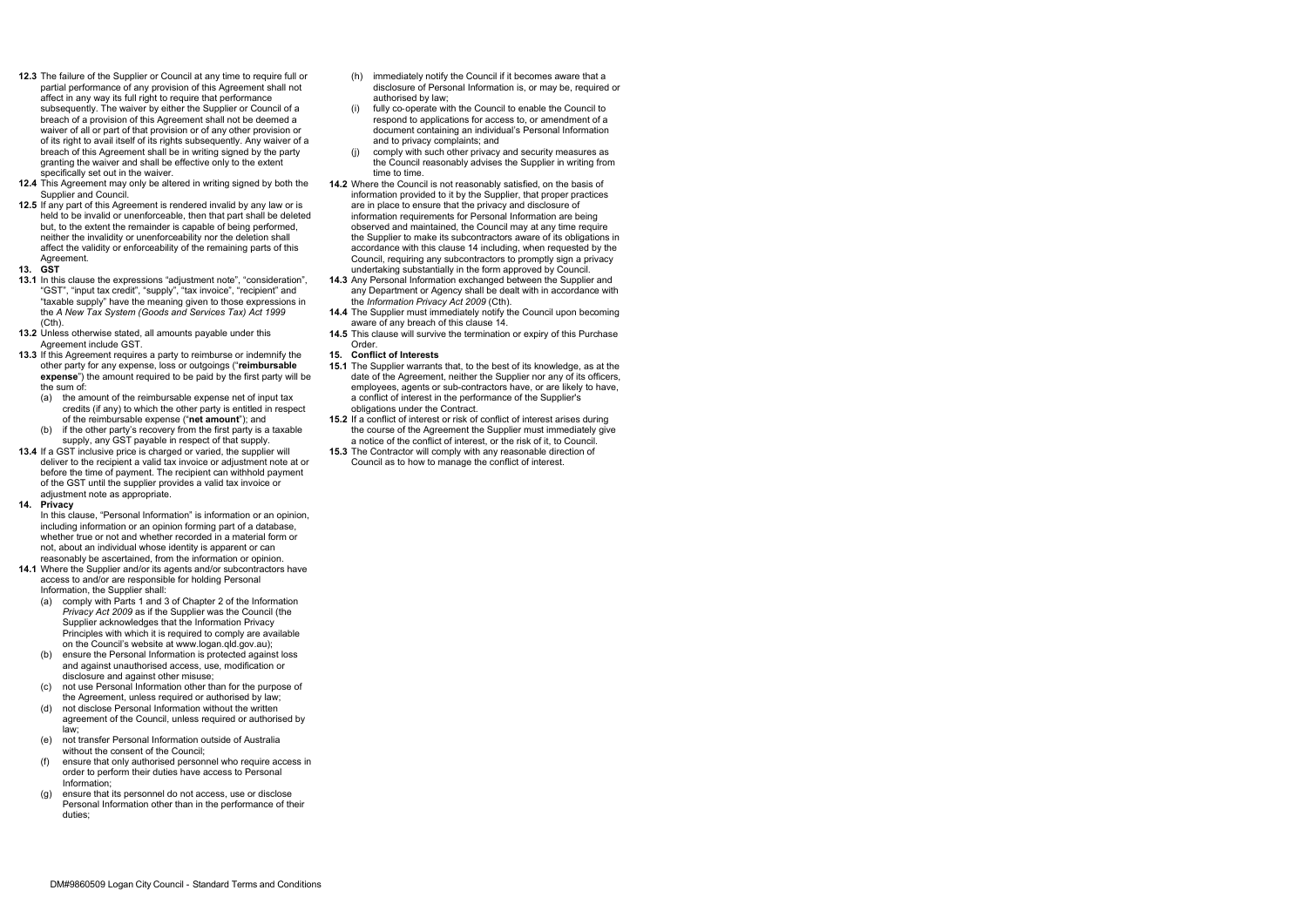**12.3** The failure of the Supplier or Council at any time to require full or partial performance of any provision of this Agreement shall not affect in any way its full right to require that performance subsequently. The waiver by either the Supplier or Council of a breach of a provision of this Agreement shall not be deemed a waiver of all or part of that provision or of any other provision or of its right to avail itself of its rights subsequently. Any waiver of a breach of this Agreement shall be in writing signed by the party granting the waiver and shall be effective only to the extent specifically set out in the waiver.

**12.4** This Agreement may only be altered in writing signed by both the Supplier and Council.

**12.5** If any part of this Agreement is rendered invalid by any law or is held to be invalid or unenforceable, then that part shall be deleted but, to the extent the remainder is capable of being performed, neither the invalidity or unenforceability nor the deletion shall affect the validity or enforceability of the remaining parts of this Agreement.

**13. GST**

**13.1** In this clause the expressions "adjustment note", "consideration", "GST", "input tax credit", "supply", "tax invoice", "recipient" and "taxable supply" have the meaning given to those expressions in the *A New Tax System (Goods and Services Tax) Act 1999* (Cth).

**13.2** Unless otherwise stated, all amounts payable under this Agreement include GST.

**13.3** If this Agreement requires a party to reimburse or indemnify the other party for any expense, loss or outgoings ("**reimbursable expense**") the amount required to be paid by the first party will be the sum of:

(a) the amount of the reimbursable expense net of input tax credits (if any) to which the other party is entitled in respect of the reimbursable expense ("**net amount**"); and

(b) if the other party's recovery from the first party is a taxable supply, any GST payable in respect of that supply.

**13.4** If a GST inclusive price is charged or varied, the supplier will deliver to the recipient a valid tax invoice or adjustment note at or before the time of payment. The recipient can withhold payment of the GST until the supplier provides a valid tax invoice or adjustment note as appropriate.

**14. Privacy**

In this clause, "Personal Information" is information or an opinion, including information or an opinion forming part of a database, whether true or not and whether recorded in a material form or not, about an individual whose identity is apparent or can reasonably be ascertained, from the information or opinion.

**14.1** Where the Supplier and/or its agents and/or subcontractors have access to and/or are responsible for holding Personal Information, the Supplier shall:

(a) comply with Parts 1 and 3 of Chapter 2 of the Information *Privacy Act 2009* as if the Supplier was the Council (the Supplier acknowledges that the Information Privacy Principles with which it is required to comply are available on the Council's website at www.logan.qld.gov.au);

(b) ensure the Personal Information is protected against loss and against unauthorised access, use, modification or disclosure and against other misuse;

(c) not use Personal Information other than for the purpose of the Agreement, unless required or authorised by law;

(d) not disclose Personal Information without the written agreement of the Council, unless required or authorised by law;

(e) not transfer Personal Information outside of Australia without the consent of the Council;

(f) ensure that only authorised personnel who require access in order to perform their duties have access to Personal Information;

(g) ensure that its personnel do not access, use or disclose Personal Information other than in the performance of their duties;

(h) immediately notify the Council if it becomes aware that a disclosure of Personal Information is, or may be, required or authorised by law;

(i) fully co-operate with the Council to enable the Council to respond to applications for access to, or amendment of a document containing an individual's Personal Information and to privacy complaints; and

(j) comply with such other privacy and security measures as the Council reasonably advises the Supplier in writing from time to time.

**14.2** Where the Council is not reasonably satisfied, on the basis of information provided to it by the Supplier, that proper practices are in place to ensure that the privacy and disclosure of information requirements for Personal Information are being observed and maintained, the Council may at any time require the Supplier to make its subcontractors aware of its obligations in accordance with this clause 14 including, when requested by the Council, requiring any subcontractors to promptly sign a privacy undertaking substantially in the form approved by Council.

**14.3** Any Personal Information exchanged between the Supplier and any Department or Agency shall be dealt with in accordance with the *Information Privacy Act 2009* (Cth).

**14.4** The Supplier must immediately notify the Council upon becoming aware of any breach of this clause 14.

**14.5** This clause will survive the termination or expiry of this Purchase Order.

**15. Conflict of Interests**

**15.1** The Supplier warrants that, to the best of its knowledge, as at the date of the Agreement, neither the Supplier nor any of its officers, employees, agents or sub-contractors have, or are likely to have, a conflict of interest in the performance of the Supplier's obligations under the Contract.

**15.2** If a conflict of interest or risk of conflict of interest arises during the course of the Agreement the Supplier must immediately give a notice of the conflict of interest, or the risk of it, to Council.

**15.3** The Contractor will comply with any reasonable direction of Council as to how to manage the conflict of interest.